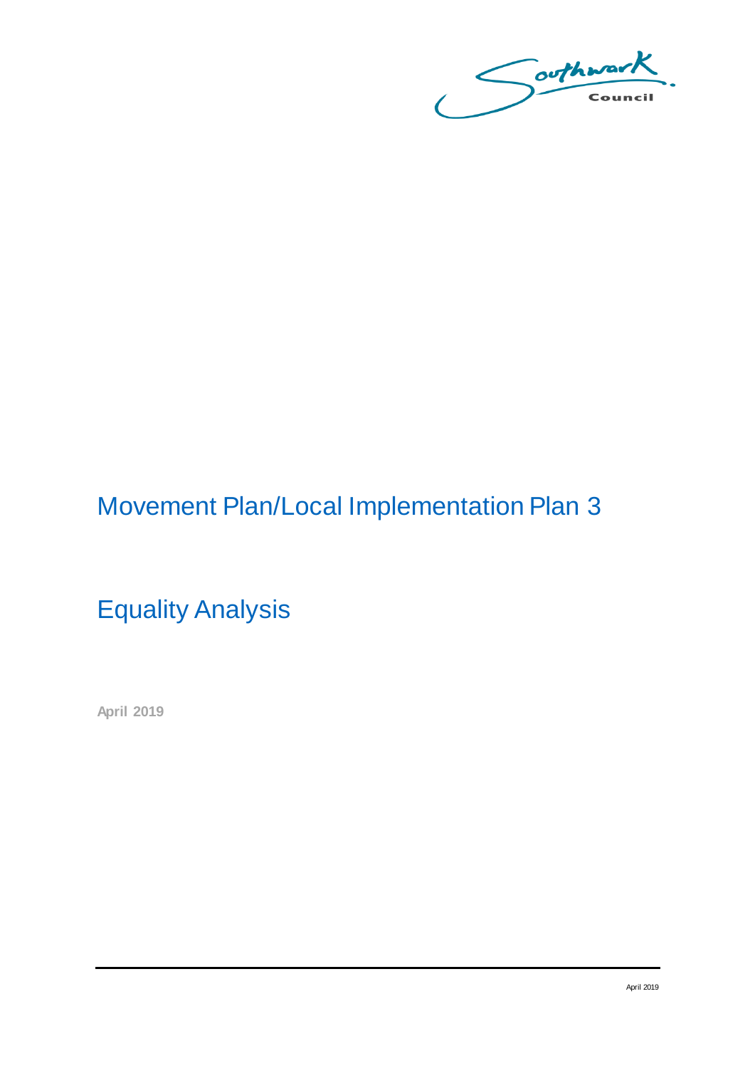# Movement Plan/Local Implementation Plan 3

## Equality Analysis

**April 2019**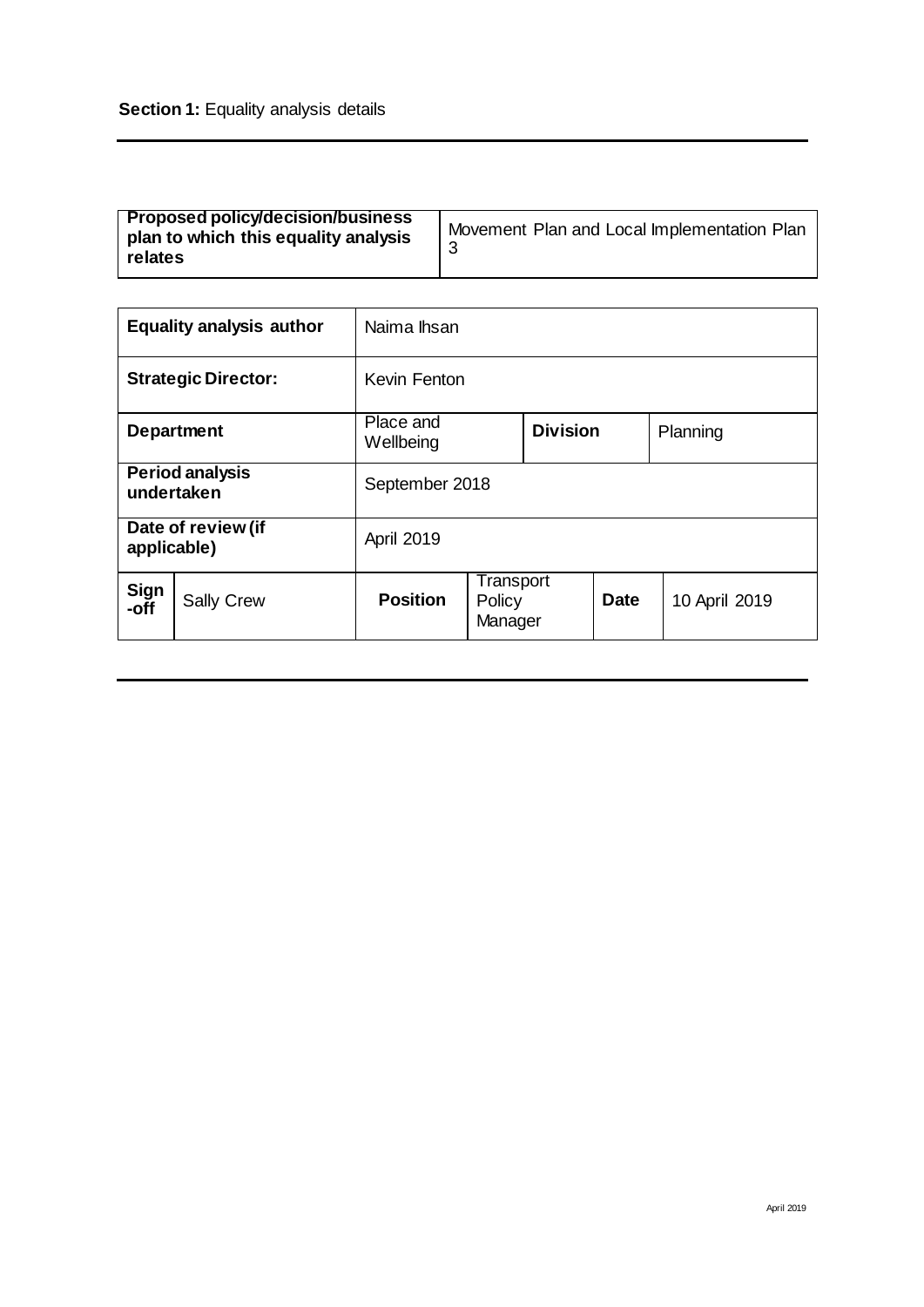**Section 1:** Equality analysis details

| **Proposed policy/decision/business plan to which this equality analysis relates** | Movement Plan and Local Implementation Plan 3 |
|---|---|

| **Equality analysis author** | | Naima Ihsan | | | | |
|---|---|---|---|---|---|---|
| **Strategic Director:** | | Kevin Fenton | | | | |
| **Department** | | Place and Wellbeing | | **Division** | | Planning |
| **Period analysis undertaken** | | September 2018 | | | | |
| **Date of review (if applicable)** | | April 2019 | | | | |
| **Sign -off** | Sally Crew | **Position** | Transport Policy Manager | **Date** | | 10 April 2019 |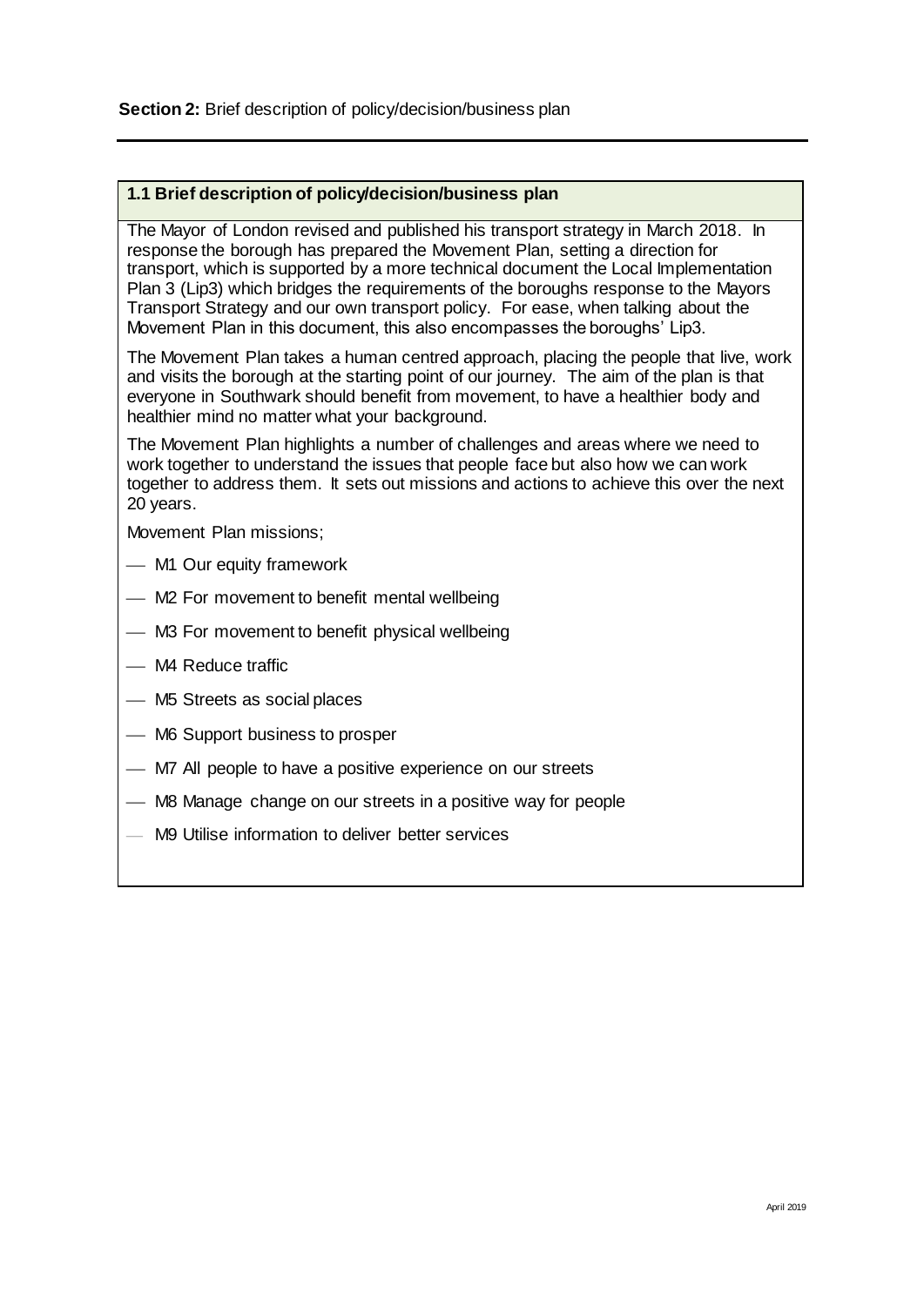**Section 2:** Brief description of policy/decision/business plan

### 1.1 Brief description of policy/decision/business plan

The Mayor of London revised and published his transport strategy in March 2018. In response the borough has prepared the Movement Plan, setting a direction for transport, which is supported by a more technical document the Local Implementation Plan 3 (Lip3) which bridges the requirements of the boroughs response to the Mayors Transport Strategy and our own transport policy. For ease, when talking about the Movement Plan in this document, this also encompasses the boroughs' Lip3.

The Movement Plan takes a human centred approach, placing the people that live, work and visits the borough at the starting point of our journey. The aim of the plan is that everyone in Southwark should benefit from movement, to have a healthier body and healthier mind no matter what your background.

The Movement Plan highlights a number of challenges and areas where we need to work together to understand the issues that people face but also how we can work together to address them. It sets out missions and actions to achieve this over the next 20 years.

Movement Plan missions;

- M1 Our equity framework
- M2 For movement to benefit mental wellbeing
- M3 For movement to benefit physical wellbeing
- M4 Reduce traffic
- M5 Streets as social places
- M6 Support business to prosper
- M7 All people to have a positive experience on our streets
- M8 Manage change on our streets in a positive way for people
- M9 Utilise information to deliver better services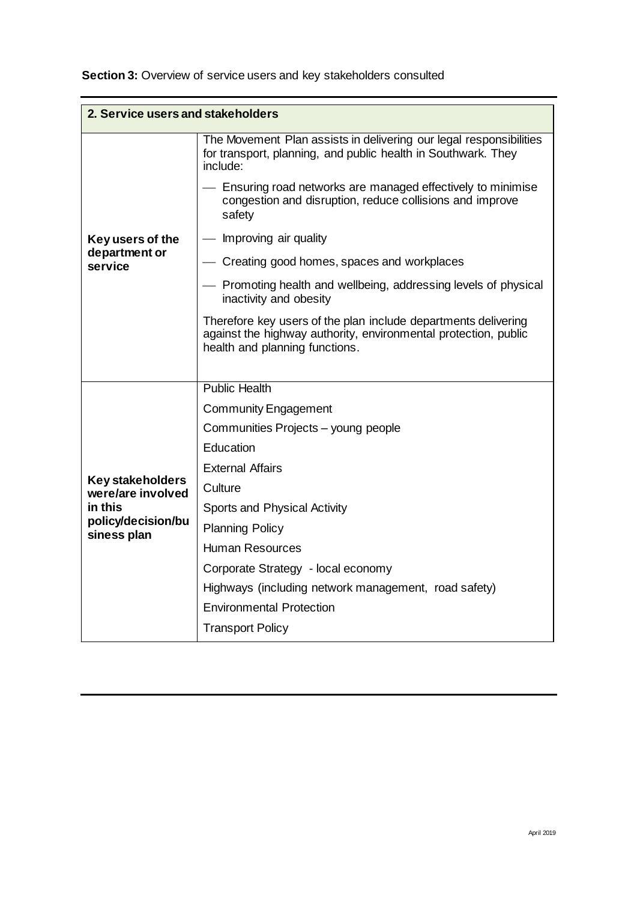**Section 3:** Overview of service users and key stakeholders consulted

| **2. Service users and stakeholders** | |
|---|---|
| **Key users of the department or service** | The Movement Plan assists in delivering our legal responsibilities for transport, planning, and public health in Southwark. They include:<br>— Ensuring road networks are managed effectively to minimise congestion and disruption, reduce collisions and improve safety<br>— Improving air quality<br>— Creating good homes, spaces and workplaces<br>— Promoting health and wellbeing, addressing levels of physical inactivity and obesity<br>Therefore key users of the plan include departments delivering against the highway authority, environmental protection, public health and planning functions. |
| **Key stakeholders were/are involved in this policy/decision/business plan** | Public Health<br>Community Engagement<br>Communities Projects – young people<br>Education<br>External Affairs<br>Culture<br>Sports and Physical Activity<br>Planning Policy<br>Human Resources<br>Corporate Strategy - local economy<br>Highways (including network management, road safety)<br>Environmental Protection<br>Transport Policy |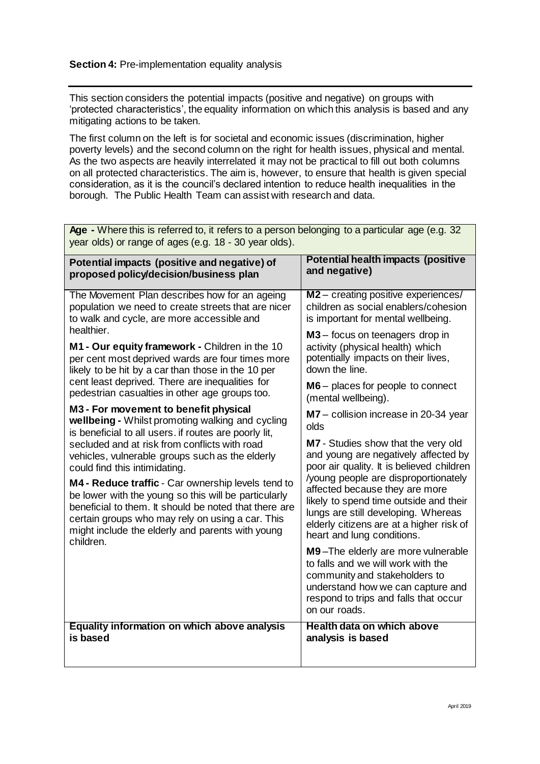**Section 4:** Pre-implementation equality analysis

This section considers the potential impacts (positive and negative) on groups with 'protected characteristics', the equality information on which this analysis is based and any mitigating actions to be taken.

The first column on the left is for societal and economic issues (discrimination, higher poverty levels) and the second column on the right for health issues, physical and mental. As the two aspects are heavily interrelated it may not be practical to fill out both columns on all protected characteristics. The aim is, however, to ensure that health is given special consideration, as it is the council's declared intention to reduce health inequalities in the borough. The Public Health Team can assist with research and data.

| **Age -** Where this is referred to, it refers to a person belonging to a particular age (e.g. 32 year olds) or range of ages (e.g. 18 - 30 year olds). | |
|---|---|
| **Potential impacts (positive and negative) of proposed policy/decision/business plan** | **Potential health impacts (positive and negative)** |
| The Movement Plan describes how for an ageing population we need to create streets that are nicer to walk and cycle, are more accessible and healthier.<br><br>**M1 - Our equity framework -** Children in the 10 per cent most deprived wards are four times more likely to be hit by a car than those in the 10 per cent least deprived. There are inequalities for pedestrian casualties in other age groups too.<br><br>**M3 - For movement to benefit physical wellbeing -** Whilst promoting walking and cycling is beneficial to all users. if routes are poorly lit, secluded and at risk from conflicts with road vehicles, vulnerable groups such as the elderly could find this intimidating.<br><br>**M4 - Reduce traffic** - Car ownership levels tend to be lower with the young so this will be particularly beneficial to them. It should be noted that there are certain groups who may rely on using a car. This might include the elderly and parents with young children. | **M2** – creating positive experiences/ children as social enablers/cohesion is important for mental wellbeing.<br><br>**M3** – focus on teenagers drop in activity (physical health) which potentially impacts on their lives, down the line.<br><br>**M6** – places for people to connect (mental wellbeing).<br><br>**M7** – collision increase in 20-34 year olds<br><br>**M7** - Studies show that the very old and young are negatively affected by poor air quality. It is believed children /young people are disproportionately affected because they are more likely to spend time outside and their lungs are still developing. Whereas elderly citizens are at a higher risk of heart and lung conditions.<br><br>**M9** –The elderly are more vulnerable to falls and we will work with the community and stakeholders to understand how we can capture and respond to trips and falls that occur on our roads. |
| **Equality information on which above analysis is based** | **Health data on which above analysis is based** |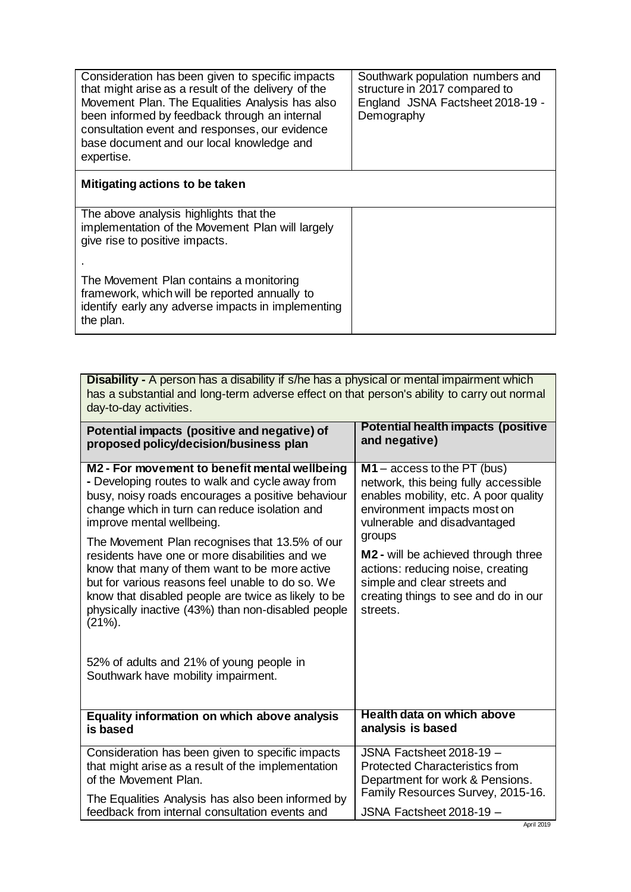| | |
|---|---|
| Consideration has been given to specific impacts that might arise as a result of the delivery of the Movement Plan. The Equalities Analysis has also been informed by feedback through an internal consultation event and responses, our evidence base document and our local knowledge and expertise. | Southwark population numbers and structure in 2017 compared to England JSNA Factsheet 2018-19 - Demography |
| **Mitigating actions to be taken** | |
| The above analysis highlights that the implementation of the Movement Plan will largely give rise to positive impacts.<br><br>.<br><br>The Movement Plan contains a monitoring framework, which will be reported annually to identify early any adverse impacts in implementing the plan. | |

**Disability -** A person has a disability if s/he has a physical or mental impairment which has a substantial and long-term adverse effect on that person's ability to carry out normal day-to-day activities.

| Potential impacts (positive and negative) of proposed policy/decision/business plan | Potential health impacts (positive and negative) |
|---|---|
| **M2 - For movement to benefit mental wellbeing -** Developing routes to walk and cycle away from busy, noisy roads encourages a positive behaviour change which in turn can reduce isolation and improve mental wellbeing.<br><br>The Movement Plan recognises that 13.5% of our residents have one or more disabilities and we know that many of them want to be more active but for various reasons feel unable to do so. We know that disabled people are twice as likely to be physically inactive (43%) than non-disabled people (21%).<br><br>52% of adults and 21% of young people in Southwark have mobility impairment. | **M1** – access to the PT (bus) network, this being fully accessible enables mobility, etc. A poor quality environment impacts most on vulnerable and disadvantaged groups<br><br>**M2 -** will be achieved through three actions: reducing noise, creating simple and clear streets and creating things to see and do in our streets. |
| **Equality information on which above analysis is based** | **Health data on which above analysis is based** |
| Consideration has been given to specific impacts that might arise as a result of the implementation of the Movement Plan.<br><br>The Equalities Analysis has also been informed by feedback from internal consultation events and | JSNA Factsheet 2018-19 – Protected Characteristics from Department for work & Pensions. Family Resources Survey, 2015-16.<br><br>JSNA Factsheet 2018-19 – |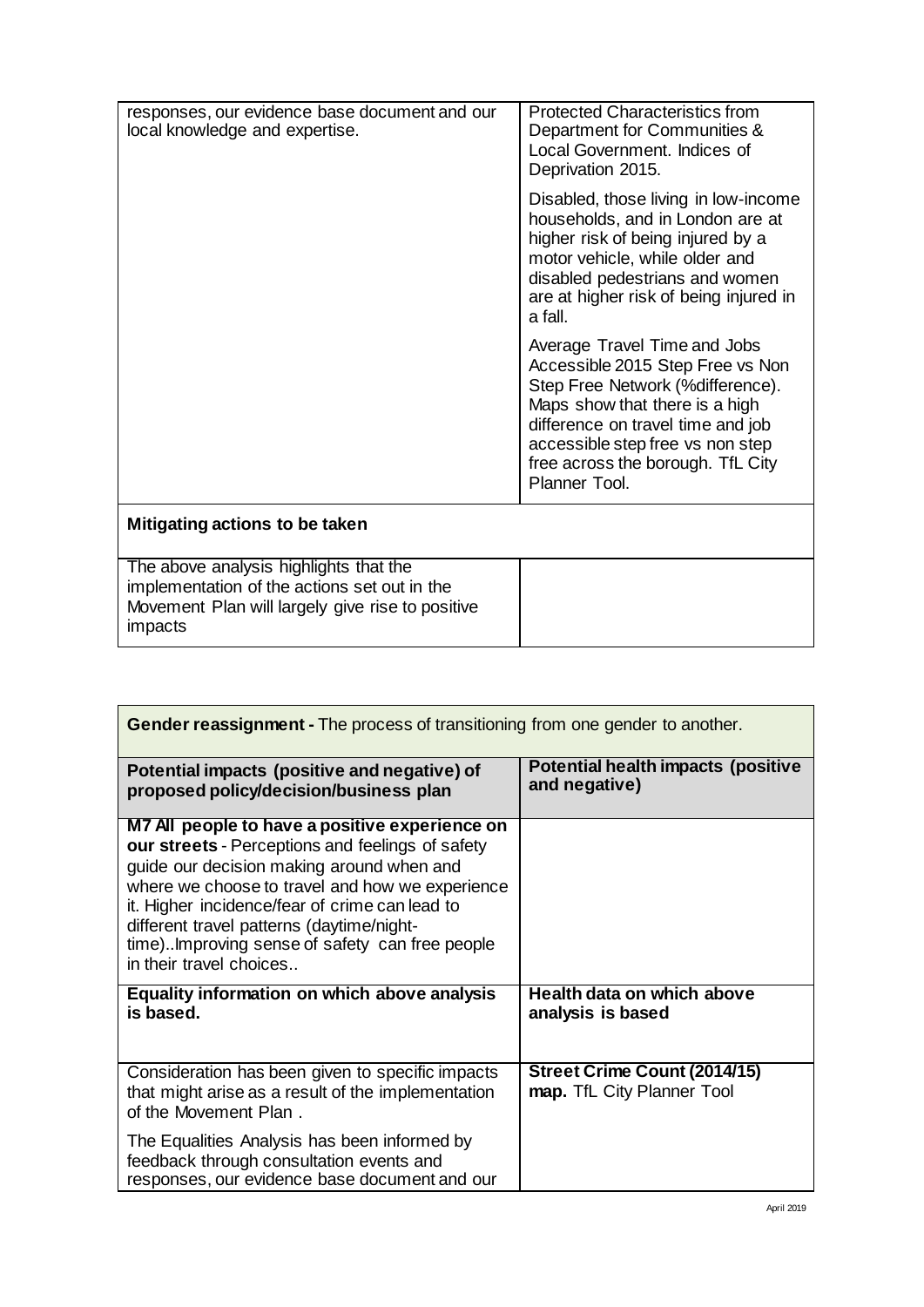| | |
|---|---|
| responses, our evidence base document and our local knowledge and expertise. | Protected Characteristics from Department for Communities & Local Government. Indices of Deprivation 2015.<br><br>Disabled, those living in low-income households, and in London are at higher risk of being injured by a motor vehicle, while older and disabled pedestrians and women are at higher risk of being injured in a fall.<br><br>Average Travel Time and Jobs Accessible 2015 Step Free vs Non Step Free Network (%difference). Maps show that there is a high difference on travel time and job accessible step free vs non step free across the borough. TfL City Planner Tool. |
| **Mitigating actions to be taken** | |
| The above analysis highlights that the implementation of the actions set out in the Movement Plan will largely give rise to positive impacts | |

| **Gender reassignment -** The process of transitioning from one gender to another. | |
|---|---|
| **Potential impacts (positive and negative) of proposed policy/decision/business plan** | **Potential health impacts (positive and negative)** |
| **M7 All people to have a positive experience on our streets** - Perceptions and feelings of safety guide our decision making around when and where we choose to travel and how we experience it. Higher incidence/fear of crime can lead to different travel patterns (daytime/night-time)..Improving sense of safety can free people in their travel choices.. | |
| **Equality information on which above analysis is based.** | **Health data on which above analysis is based** |
| Consideration has been given to specific impacts that might arise as a result of the implementation of the Movement Plan .<br><br>The Equalities Analysis has been informed by feedback through consultation events and responses, our evidence base document and our | **Street Crime Count (2014/15) map.** TfL City Planner Tool |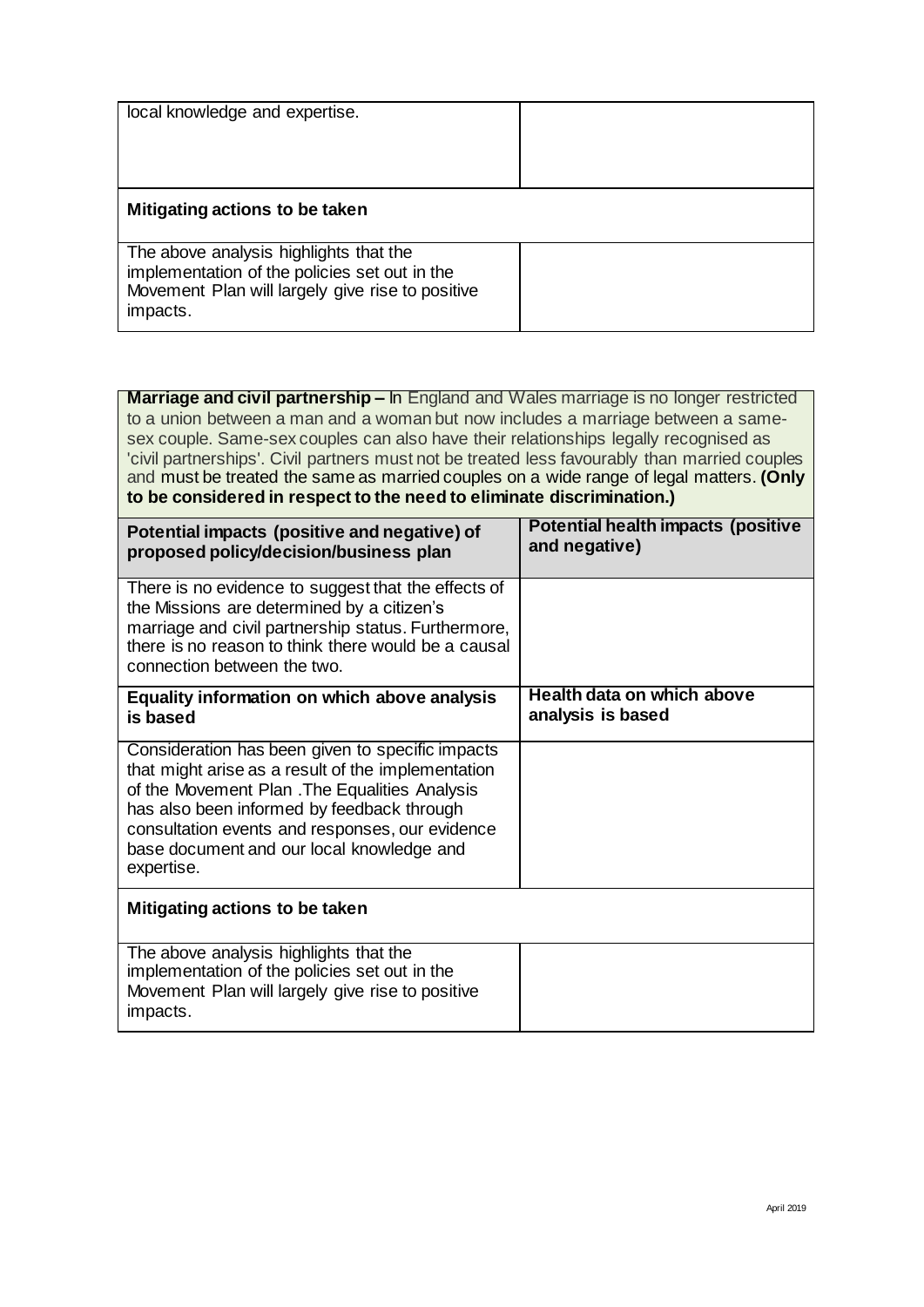| local knowledge and expertise. | |
|---|---|
| **Mitigating actions to be taken** | |
| The above analysis highlights that the implementation of the policies set out in the Movement Plan will largely give rise to positive impacts. | |

| **Marriage and civil partnership –** In England and Wales marriage is no longer restricted to a union between a man and a woman but now includes a marriage between a same-sex couple. Same-sex couples can also have their relationships legally recognised as 'civil partnerships'. Civil partners must not be treated less favourably than married couples and must be treated the same as married couples on a wide range of legal matters. **(Only to be considered in respect to the need to eliminate discrimination.)** | |
|---|---|
| **Potential impacts (positive and negative) of proposed policy/decision/business plan** | **Potential health impacts (positive and negative)** |
| There is no evidence to suggest that the effects of the Missions are determined by a citizen's marriage and civil partnership status. Furthermore, there is no reason to think there would be a causal connection between the two. | |
| **Equality information on which above analysis is based** | **Health data on which above analysis is based** |
| Consideration has been given to specific impacts that might arise as a result of the implementation of the Movement Plan . The Equalities Analysis has also been informed by feedback through consultation events and responses, our evidence base document and our local knowledge and expertise. | |
| **Mitigating actions to be taken** | |
| The above analysis highlights that the implementation of the policies set out in the Movement Plan will largely give rise to positive impacts. | |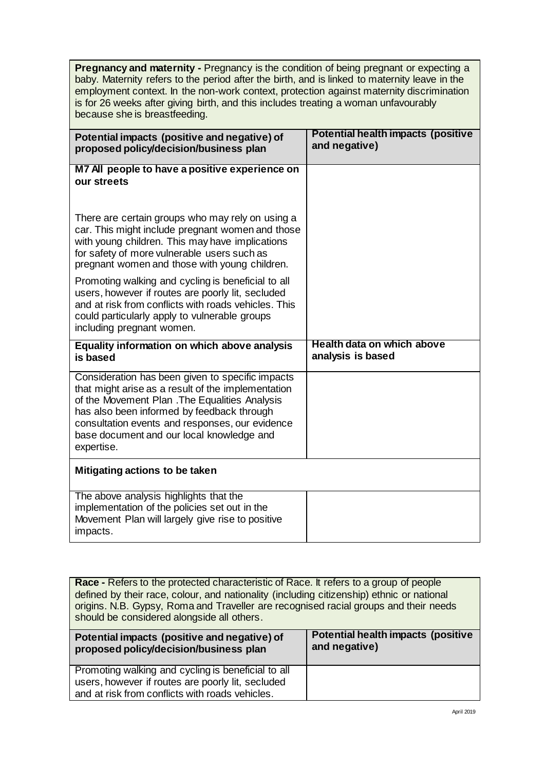| **Pregnancy and maternity -** Pregnancy is the condition of being pregnant or expecting a baby. Maternity refers to the period after the birth, and is linked to maternity leave in the employment context. In the non-work context, protection against maternity discrimination is for 26 weeks after giving birth, and this includes treating a woman unfavourably because she is breastfeeding. | |
|---|---|
| **Potential impacts (positive and negative) of proposed policy/decision/business plan** | **Potential health impacts (positive and negative)** |
| **M7 All people to have a positive experience on our streets**<br><br>There are certain groups who may rely on using a car. This might include pregnant women and those with young children. This may have implications for safety of more vulnerable users such as pregnant women and those with young children.<br><br>Promoting walking and cycling is beneficial to all users, however if routes are poorly lit, secluded and at risk from conflicts with roads vehicles. This could particularly apply to vulnerable groups including pregnant women. | |
| **Equality information on which above analysis is based** | **Health data on which above analysis is based** |
| Consideration has been given to specific impacts that might arise as a result of the implementation of the Movement Plan .The Equalities Analysis has also been informed by feedback through consultation events and responses, our evidence base document and our local knowledge and expertise. | |
| **Mitigating actions to be taken** | |
| The above analysis highlights that the implementation of the policies set out in the Movement Plan will largely give rise to positive impacts. | |

| **Race -** Refers to the protected characteristic of Race. It refers to a group of people defined by their race, colour, and nationality (including citizenship) ethnic or national origins. N.B. Gypsy, Roma and Traveller are recognised racial groups and their needs should be considered alongside all others. | |
|---|---|
| **Potential impacts (positive and negative) of proposed policy/decision/business plan** | **Potential health impacts (positive and negative)** |
| Promoting walking and cycling is beneficial to all users, however if routes are poorly lit, secluded and at risk from conflicts with roads vehicles. | |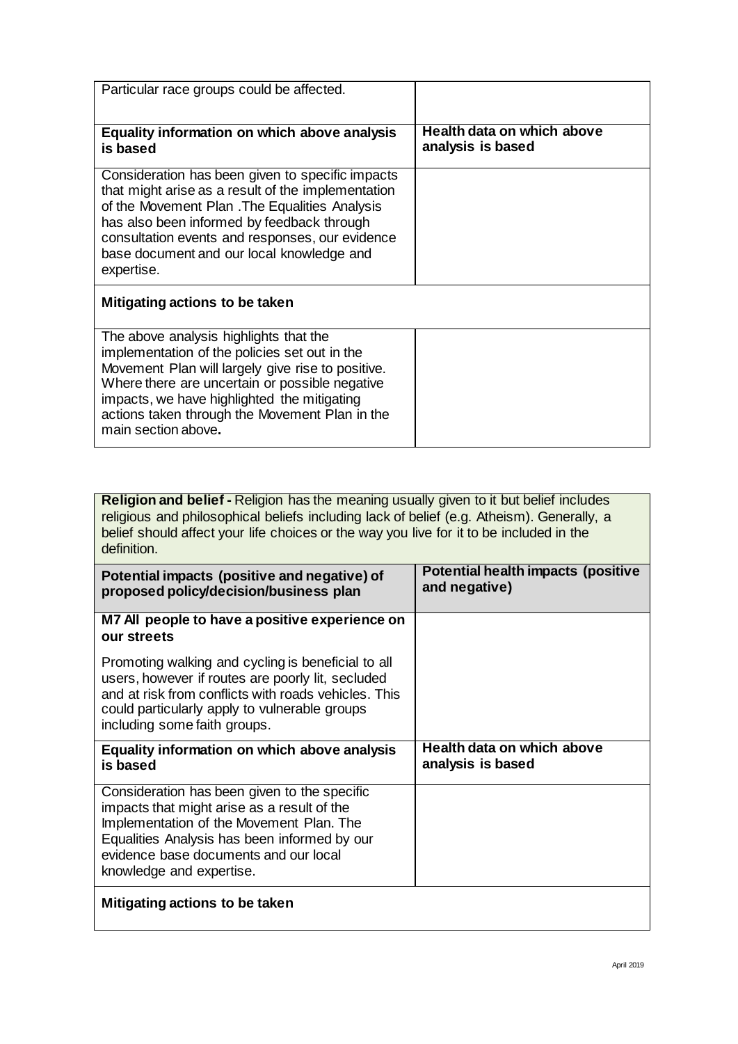| Particular race groups could be affected. | |
|---|---|
| **Equality information on which above analysis is based** | **Health data on which above analysis is based** |
| Consideration has been given to specific impacts that might arise as a result of the implementation of the Movement Plan .The Equalities Analysis has also been informed by feedback through consultation events and responses, our evidence base document and our local knowledge and expertise. | |
| **Mitigating actions to be taken** | |
| The above analysis highlights that the implementation of the policies set out in the Movement Plan will largely give rise to positive. Where there are uncertain or possible negative impacts, we have highlighted the mitigating actions taken through the Movement Plan in the main section above**.** | |

| **Religion and belief -** Religion has the meaning usually given to it but belief includes religious and philosophical beliefs including lack of belief (e.g. Atheism). Generally, a belief should affect your life choices or the way you live for it to be included in the definition. | |
|---|---|
| **Potential impacts (positive and negative) of proposed policy/decision/business plan** | **Potential health impacts (positive and negative)** |
| **M7 All people to have a positive experience on our streets**<br><br>Promoting walking and cycling is beneficial to all users, however if routes are poorly lit, secluded and at risk from conflicts with roads vehicles. This could particularly apply to vulnerable groups including some faith groups. | |
| **Equality information on which above analysis is based** | **Health data on which above analysis is based** |
| Consideration has been given to the specific impacts that might arise as a result of the Implementation of the Movement Plan. The Equalities Analysis has been informed by our evidence base documents and our local knowledge and expertise. | |
| **Mitigating actions to be taken** | |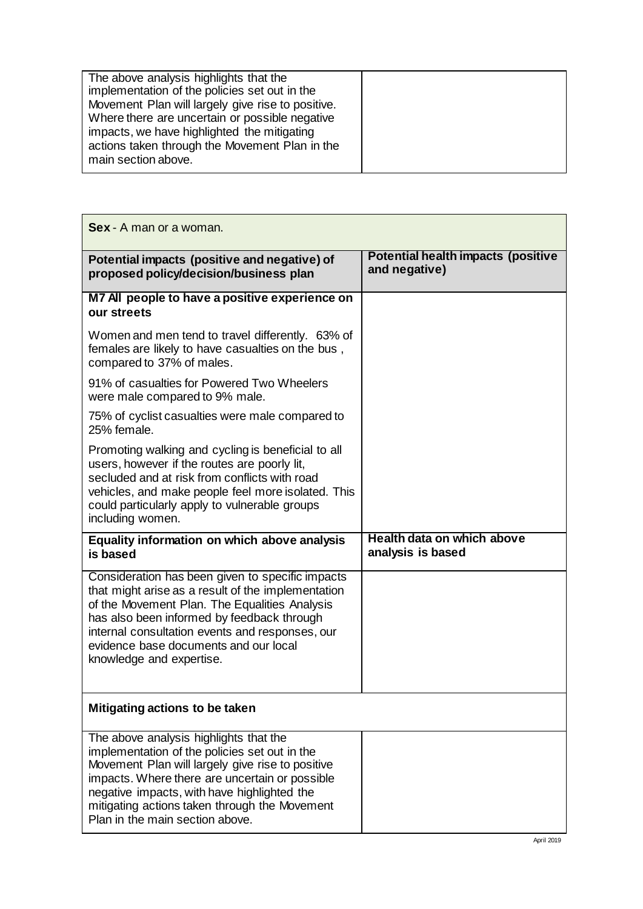| The above analysis highlights that the implementation of the policies set out in the Movement Plan will largely give rise to positive. Where there are uncertain or possible negative impacts, we have highlighted the mitigating actions taken through the Movement Plan in the main section above. | |
|---|---|

| **Sex** - A man or a woman. | |
|---|---|
| **Potential impacts (positive and negative) of proposed policy/decision/business plan** | **Potential health impacts (positive and negative)** |
| **M7 All people to have a positive experience on our streets**<br><br>Women and men tend to travel differently. 63% of females are likely to have casualties on the bus , compared to 37% of males.<br><br>91% of casualties for Powered Two Wheelers were male compared to 9% male.<br><br>75% of cyclist casualties were male compared to 25% female.<br><br>Promoting walking and cycling is beneficial to all users, however if the routes are poorly lit, secluded and at risk from conflicts with road vehicles, and make people feel more isolated. This could particularly apply to vulnerable groups including women. | |
| **Equality information on which above analysis is based** | **Health data on which above analysis is based** |
| Consideration has been given to specific impacts that might arise as a result of the implementation of the Movement Plan. The Equalities Analysis has also been informed by feedback through internal consultation events and responses, our evidence base documents and our local knowledge and expertise. | |
| **Mitigating actions to be taken** | |
| The above analysis highlights that the implementation of the policies set out in the Movement Plan will largely give rise to positive impacts. Where there are uncertain or possible negative impacts, with have highlighted the mitigating actions taken through the Movement Plan in the main section above. | |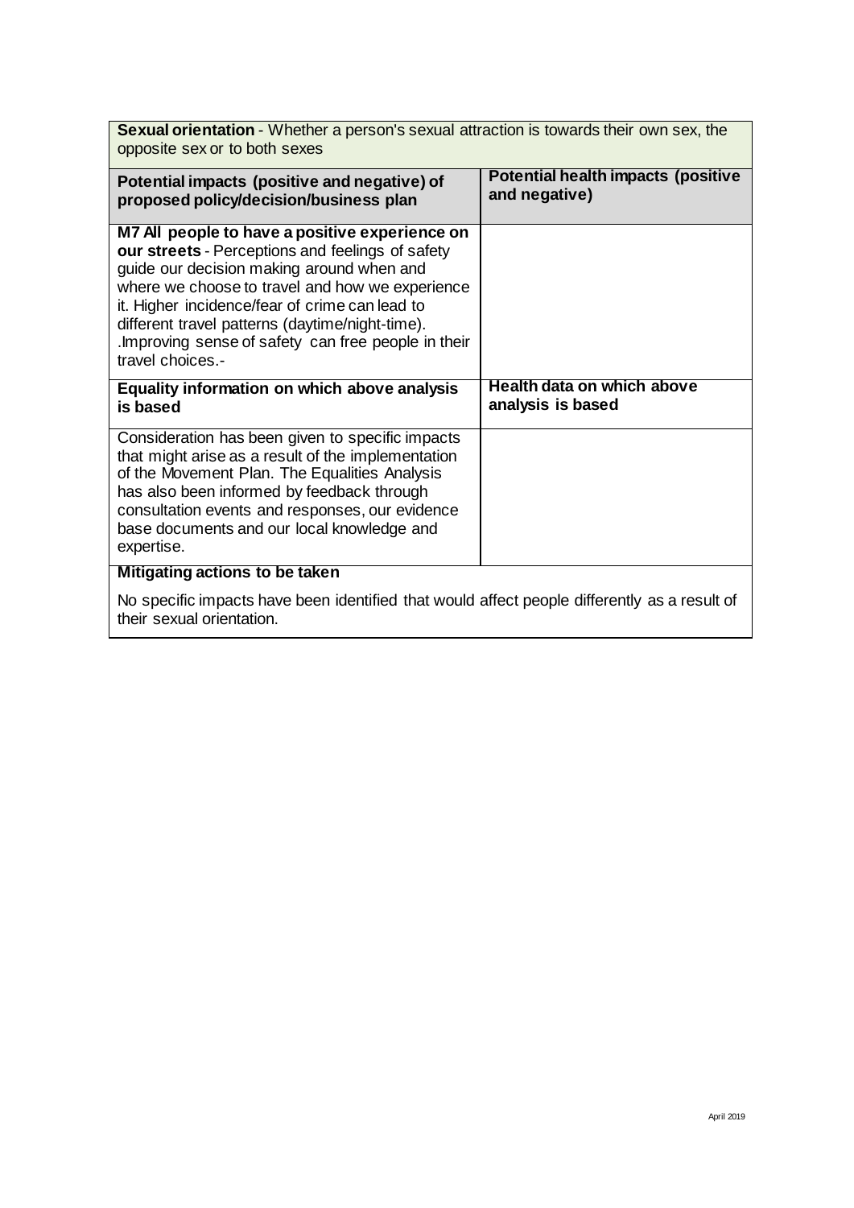| **Sexual orientation** - Whether a person's sexual attraction is towards their own sex, the opposite sex or to both sexes | |
|---|---|
| **Potential impacts (positive and negative) of proposed policy/decision/business plan** | **Potential health impacts (positive and negative)** |
| **M7 All people to have a positive experience on our streets** - Perceptions and feelings of safety guide our decision making around when and where we choose to travel and how we experience it. Higher incidence/fear of crime can lead to different travel patterns (daytime/night-time). .Improving sense of safety can free people in their travel choices.- | |
| **Equality information on which above analysis is based** | **Health data on which above analysis is based** |
| Consideration has been given to specific impacts that might arise as a result of the implementation of the Movement Plan. The Equalities Analysis has also been informed by feedback through consultation events and responses, our evidence base documents and our local knowledge and expertise. | |
| **Mitigating actions to be taken**<br><br>No specific impacts have been identified that would affect people differently as a result of their sexual orientation. | |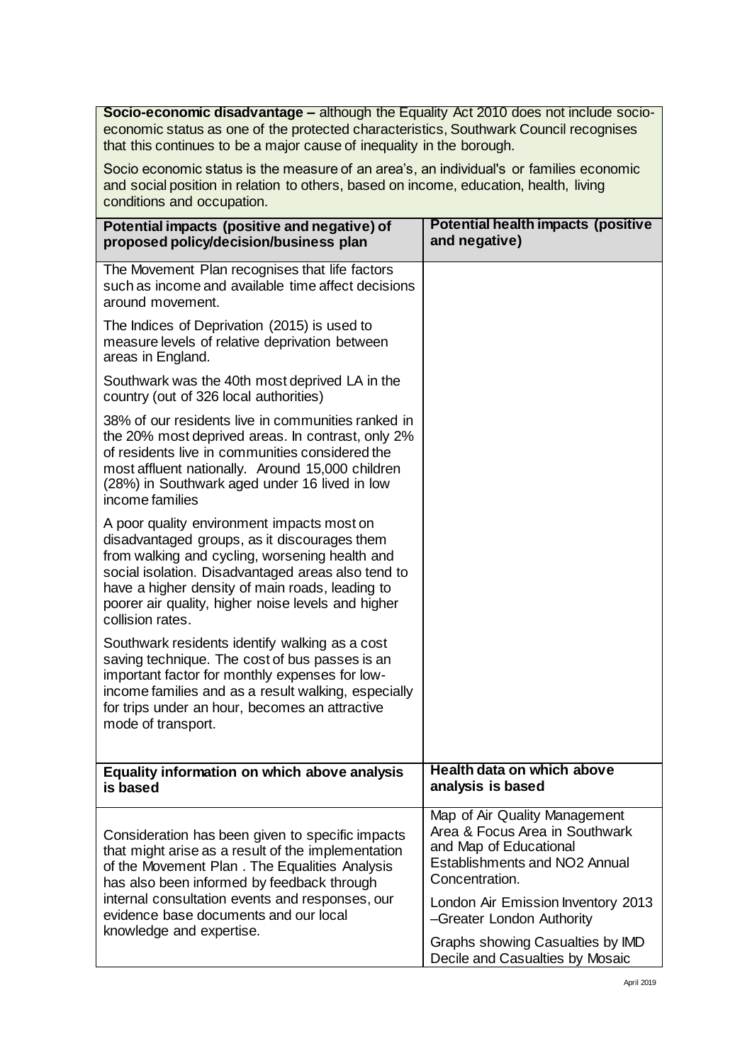**Socio-economic disadvantage –** although the Equality Act 2010 does not include socio-economic status as one of the protected characteristics, Southwark Council recognises that this continues to be a major cause of inequality in the borough.

Socio economic status is the measure of an area's, an individual's or families economic and social position in relation to others, based on income, education, health, living conditions and occupation.

| **Potential impacts (positive and negative) of proposed policy/decision/business plan** | **Potential health impacts (positive and negative)** |
|---|---|
| The Movement Plan recognises that life factors such as income and available time affect decisions around movement.<br><br>The Indices of Deprivation (2015) is used to measure levels of relative deprivation between areas in England.<br><br>Southwark was the 40th most deprived LA in the country (out of 326 local authorities)<br><br>38% of our residents live in communities ranked in the 20% most deprived areas. In contrast, only 2% of residents live in communities considered the most affluent nationally. Around 15,000 children (28%) in Southwark aged under 16 lived in low income families<br><br>A poor quality environment impacts most on disadvantaged groups, as it discourages them from walking and cycling, worsening health and social isolation. Disadvantaged areas also tend to have a higher density of main roads, leading to poorer air quality, higher noise levels and higher collision rates.<br><br>Southwark residents identify walking as a cost saving technique. The cost of bus passes is an important factor for monthly expenses for low-income families and as a result walking, especially for trips under an hour, becomes an attractive mode of transport. | |
| **Equality information on which above analysis is based** | **Health data on which above analysis is based** |
| Consideration has been given to specific impacts that might arise as a result of the implementation of the Movement Plan . The Equalities Analysis has also been informed by feedback through internal consultation events and responses, our evidence base documents and our local knowledge and expertise. | Map of Air Quality Management Area & Focus Area in Southwark and Map of Educational Establishments and $NO_2$ Annual Concentration.<br><br>London Air Emission Inventory 2013 –Greater London Authority<br><br>Graphs showing Casualties by IMD Decile and Casualties by Mosaic |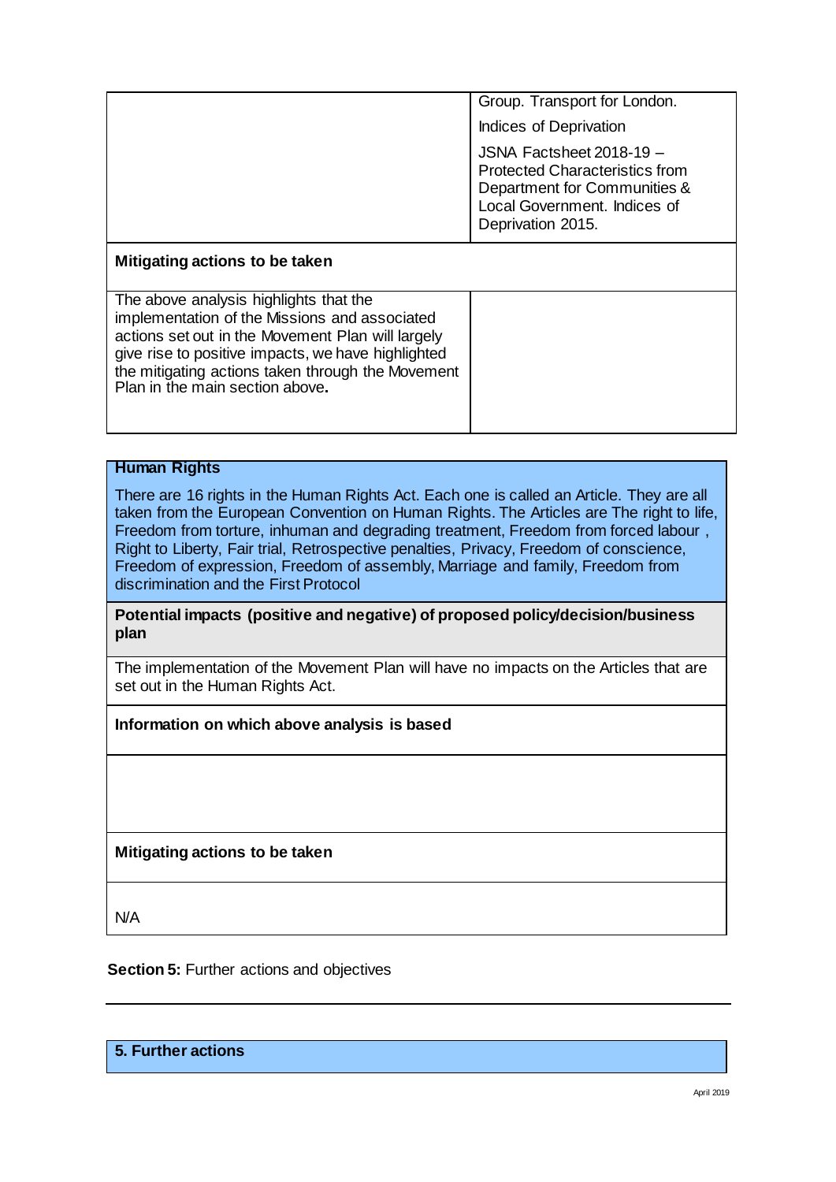| | |
|---|---|
| | Group. Transport for London.<br>Indices of Deprivation<br>JSNA Factsheet 2018-19 – Protected Characteristics from Department for Communities & Local Government. Indices of Deprivation 2015. |
| **Mitigating actions to be taken** | |
| The above analysis highlights that the implementation of the Missions and associated actions set out in the Movement Plan will largely give rise to positive impacts, we have highlighted the mitigating actions taken through the Movement Plan in the main section above**.** | |

| **Human Rights** |
|---|
| There are 16 rights in the Human Rights Act. Each one is called an Article. They are all taken from the European Convention on Human Rights. The Articles are The right to life, Freedom from torture, inhuman and degrading treatment, Freedom from forced labour , Right to Liberty, Fair trial, Retrospective penalties, Privacy, Freedom of conscience, Freedom of expression, Freedom of assembly, Marriage and family, Freedom from discrimination and the First Protocol |
| **Potential impacts (positive and negative) of proposed policy/decision/business plan** |
| The implementation of the Movement Plan will have no impacts on the Articles that are set out in the Human Rights Act. |
| **Information on which above analysis is based** |
| |
| **Mitigating actions to be taken** |
| N/A |

**Section 5:** Further actions and objectives

| **5. Further actions** |
|---|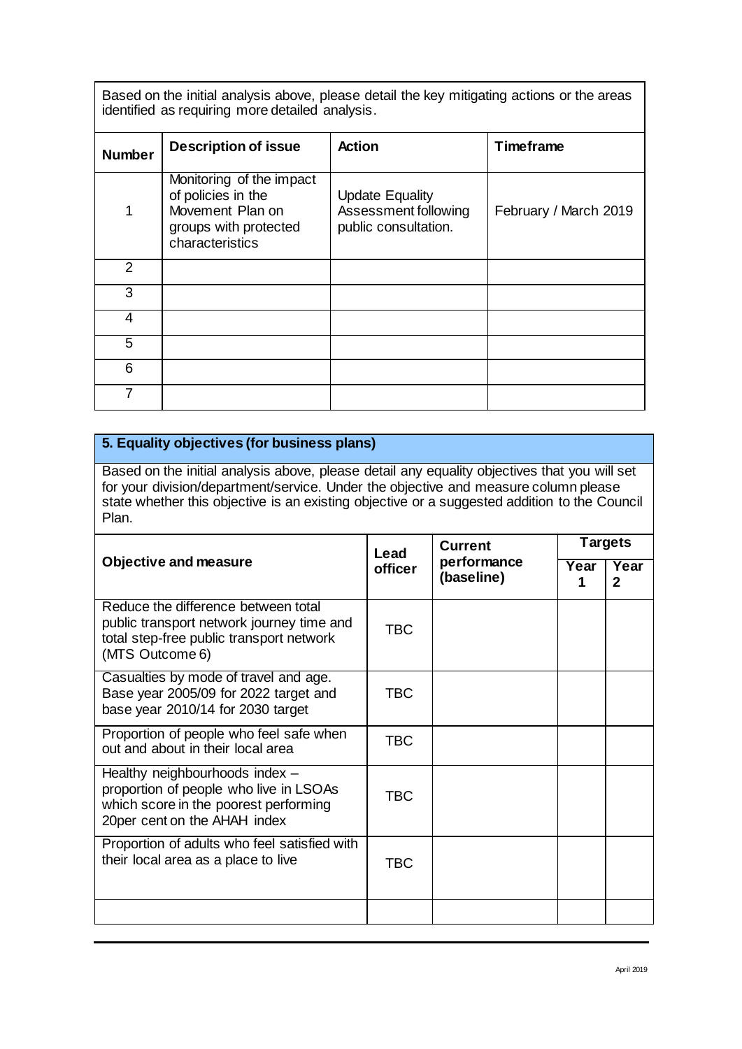| Based on the initial analysis above, please detail the key mitigating actions or the areas identified as requiring more detailed analysis. | | | |
|---|---|---|---|
| **Number** | **Description of issue** | **Action** | **Timeframe** |
| 1 | Monitoring of the impact of policies in the Movement Plan on groups with protected characteristics | Update Equality Assessment following public consultation. | February / March 2019 |
| 2 | | | |
| 3 | | | |
| 4 | | | |
| 5 | | | |
| 6 | | | |
| 7 | | | |

## 5. Equality objectives (for business plans)

Based on the initial analysis above, please detail any equality objectives that you will set for your division/department/service. Under the objective and measure column please state whether this objective is an existing objective or a suggested addition to the Council Plan.

| Objective and measure | Lead officer | Current performance (baseline) | Targets | |
|---|---|---|---|---|
| | | | **Year 1** | **Year 2** |
| Reduce the difference between total public transport network journey time and total step-free public transport network (MTS Outcome 6) | TBC | | | |
| Casualties by mode of travel and age. Base year 2005/09 for 2022 target and base year 2010/14 for 2030 target | TBC | | | |
| Proportion of people who feel safe when out and about in their local area | TBC | | | |
| Healthy neighbourhoods index – proportion of people who live in LSOAs which score in the poorest performing 20per cent on the AHAH index | TBC | | | |
| Proportion of adults who feel satisfied with their local area as a place to live | TBC | | | |
| | | | | |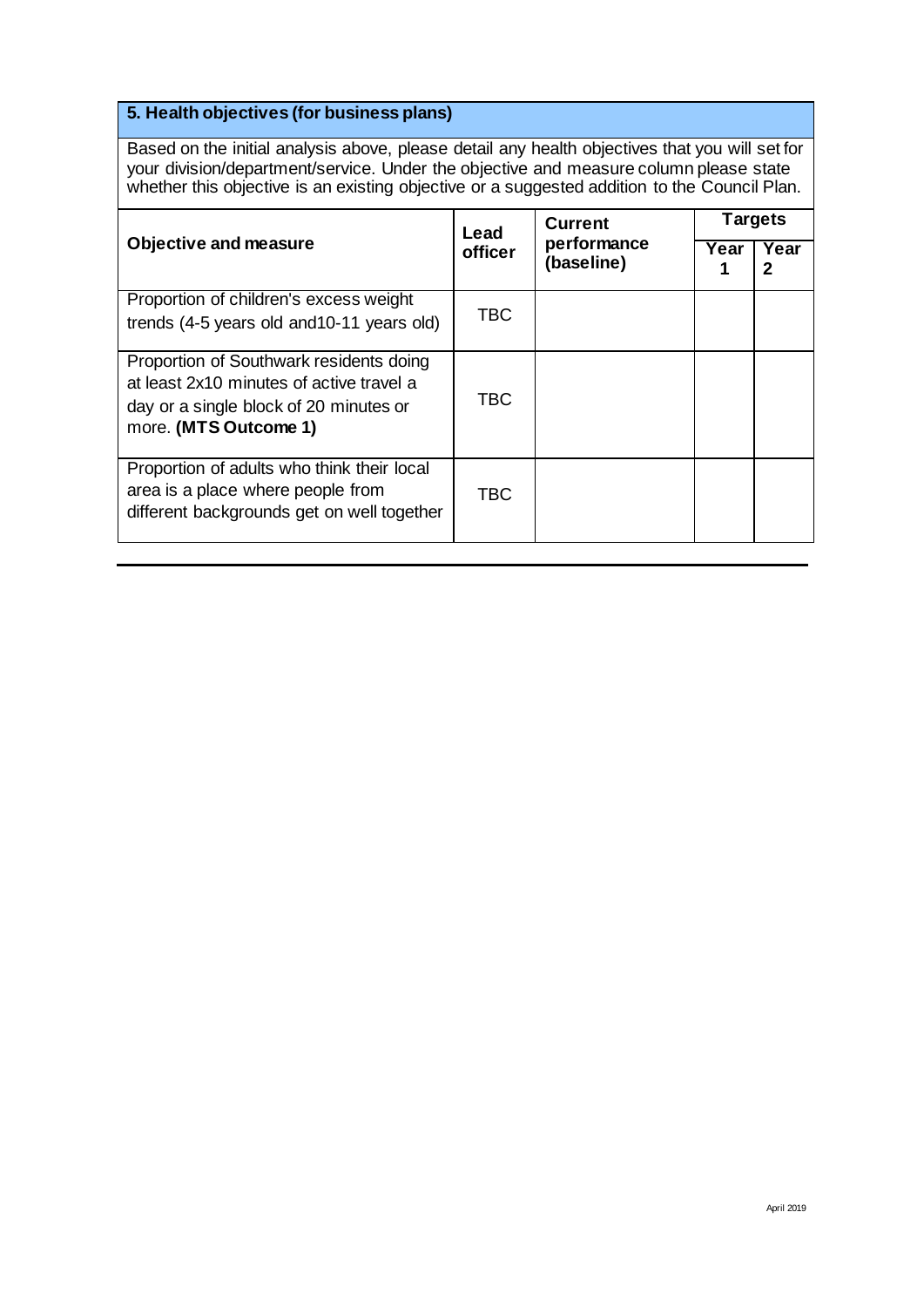## 5. Health objectives (for business plans)

Based on the initial analysis above, please detail any health objectives that you will set for your division/department/service. Under the objective and measure column please state whether this objective is an existing objective or a suggested addition to the Council Plan.

| Objective and measure | Lead officer | Current performance (baseline) | Targets | |
|---|---|---|---|---|
| | | | Year 1 | Year 2 |
| Proportion of children's excess weight trends (4-5 years old and10-11 years old) | TBC | | | |
| Proportion of Southwark residents doing at least 2x10 minutes of active travel a day or a single block of 20 minutes or more. **(MTS Outcome 1)** | TBC | | | |
| Proportion of adults who think their local area is a place where people from different backgrounds get on well together | TBC | | | |

April 2019